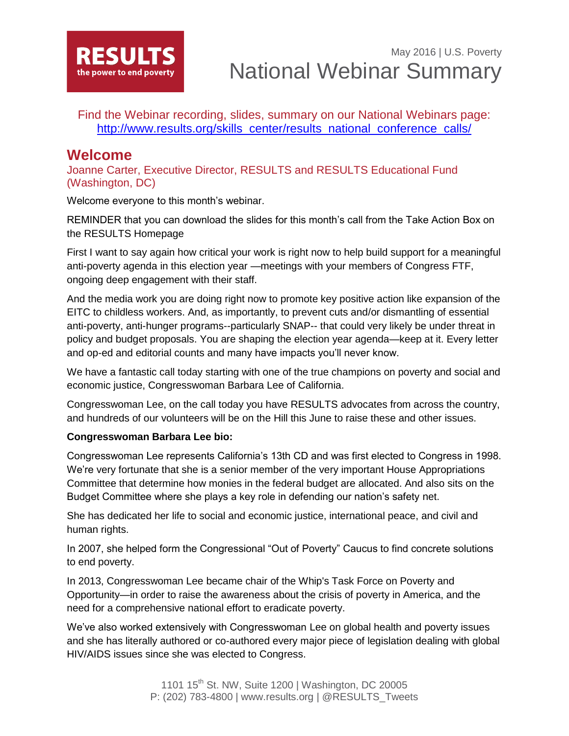**RESULTS**
**the power to end poverty**

May 2016 | U.S. Poverty

# National Webinar Summary

Find the Webinar recording, slides, summary on our National Webinars page: [http://www.results.org/skills_center/results_national_conference_calls/](http://www.results.org/skills_center/results_national_conference_calls/)

## Welcome

Joanne Carter, Executive Director, RESULTS and RESULTS Educational Fund (Washington, DC)

Welcome everyone to this month's webinar.

REMINDER that you can download the slides for this month's call from the Take Action Box on the RESULTS Homepage

First I want to say again how critical your work is right now to help build support for a meaningful anti-poverty agenda in this election year —meetings with your members of Congress FTF, ongoing deep engagement with their staff.

And the media work you are doing right now to promote key positive action like expansion of the EITC to childless workers. And, as importantly, to prevent cuts and/or dismantling of essential anti-poverty, anti-hunger programs--particularly SNAP-- that could very likely be under threat in policy and budget proposals. You are shaping the election year agenda—keep at it. Every letter and op-ed and editorial counts and many have impacts you'll never know.

We have a fantastic call today starting with one of the true champions on poverty and social and economic justice, Congresswoman Barbara Lee of California.

Congresswoman Lee, on the call today you have RESULTS advocates from across the country, and hundreds of our volunteers will be on the Hill this June to raise these and other issues.

**Congresswoman Barbara Lee bio:**

Congresswoman Lee represents California's 13th CD and was first elected to Congress in 1998. We're very fortunate that she is a senior member of the very important House Appropriations Committee that determine how monies in the federal budget are allocated. And also sits on the Budget Committee where she plays a key role in defending our nation's safety net.

She has dedicated her life to social and economic justice, international peace, and civil and human rights.

In 2007, she helped form the Congressional "Out of Poverty" Caucus to find concrete solutions to end poverty.

In 2013, Congresswoman Lee became chair of the Whip's Task Force on Poverty and Opportunity—in order to raise the awareness about the crisis of poverty in America, and the need for a comprehensive national effort to eradicate poverty.

We've also worked extensively with Congresswoman Lee on global health and poverty issues and she has literally authored or co-authored every major piece of legislation dealing with global HIV/AIDS issues since she was elected to Congress.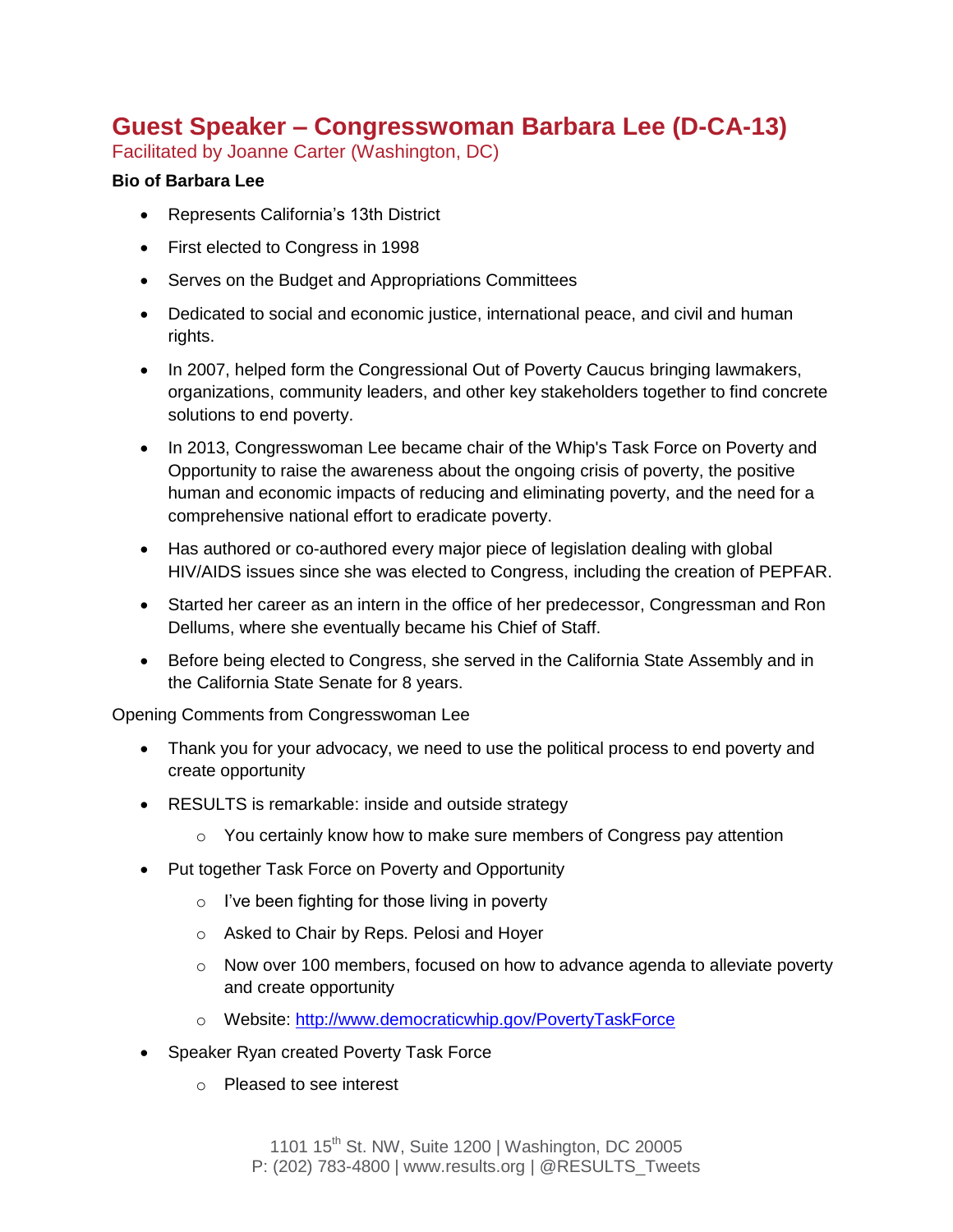# Guest Speaker – Congresswoman Barbara Lee (D-CA-13)

Facilitated by Joanne Carter (Washington, DC)

**Bio of Barbara Lee**

- Represents California's 13th District
- First elected to Congress in 1998
- Serves on the Budget and Appropriations Committees
- Dedicated to social and economic justice, international peace, and civil and human rights.
- In 2007, helped form the Congressional Out of Poverty Caucus bringing lawmakers, organizations, community leaders, and other key stakeholders together to find concrete solutions to end poverty.
- In 2013, Congresswoman Lee became chair of the Whip's Task Force on Poverty and Opportunity to raise the awareness about the ongoing crisis of poverty, the positive human and economic impacts of reducing and eliminating poverty, and the need for a comprehensive national effort to eradicate poverty.
- Has authored or co-authored every major piece of legislation dealing with global HIV/AIDS issues since she was elected to Congress, including the creation of PEPFAR.
- Started her career as an intern in the office of her predecessor, Congressman and Ron Dellums, where she eventually became his Chief of Staff.
- Before being elected to Congress, she served in the California State Assembly and in the California State Senate for 8 years.

Opening Comments from Congresswoman Lee

- Thank you for your advocacy, we need to use the political process to end poverty and create opportunity
- RESULTS is remarkable: inside and outside strategy
  - You certainly know how to make sure members of Congress pay attention
- Put together Task Force on Poverty and Opportunity
  - I've been fighting for those living in poverty
  - Asked to Chair by Reps. Pelosi and Hoyer
  - Now over 100 members, focused on how to advance agenda to alleviate poverty and create opportunity
  - Website: http://www.democraticwhip.gov/PovertyTaskForce
- Speaker Ryan created Poverty Task Force
  - Pleased to see interest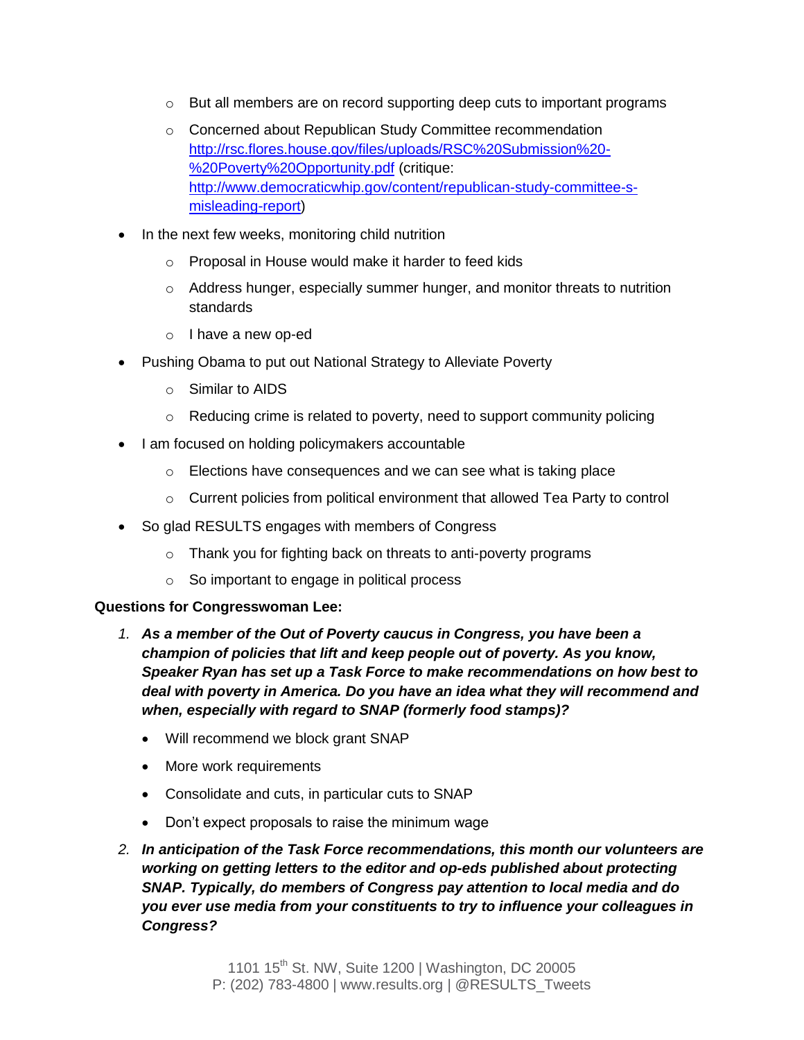- But all members are on record supporting deep cuts to important programs
    - Concerned about Republican Study Committee recommendation [http://rsc.flores.house.gov/files/uploads/RSC%20Submission%20-%20Poverty%20Opportunity.pdf](http://rsc.flores.house.gov/files/uploads/RSC%20Submission%20-%20Poverty%20Opportunity.pdf) (critique: [http://www.democraticwhip.gov/content/republican-study-committee-s-misleading-report](http://www.democraticwhip.gov/content/republican-study-committee-s-misleading-report))
- In the next few weeks, monitoring child nutrition
    - Proposal in House would make it harder to feed kids
    - Address hunger, especially summer hunger, and monitor threats to nutrition standards
    - I have a new op-ed
- Pushing Obama to put out National Strategy to Alleviate Poverty
    - Similar to AIDS
    - Reducing crime is related to poverty, need to support community policing
- I am focused on holding policymakers accountable
    - Elections have consequences and we can see what is taking place
    - Current policies from political environment that allowed Tea Party to control
- So glad RESULTS engages with members of Congress
    - Thank you for fighting back on threats to anti-poverty programs
    - So important to engage in political process

**Questions for Congresswoman Lee:**

1. ***As a member of the Out of Poverty caucus in Congress, you have been a champion of policies that lift and keep people out of poverty. As you know, Speaker Ryan has set up a Task Force to make recommendations on how best to deal with poverty in America. Do you have an idea what they will recommend and when, especially with regard to SNAP (formerly food stamps)?***
    - Will recommend we block grant SNAP
    - More work requirements
    - Consolidate and cuts, in particular cuts to SNAP
    - Don't expect proposals to raise the minimum wage
2. ***In anticipation of the Task Force recommendations, this month our volunteers are working on getting letters to the editor and op-eds published about protecting SNAP. Typically, do members of Congress pay attention to local media and do you ever use media from your constituents to try to influence your colleagues in Congress?***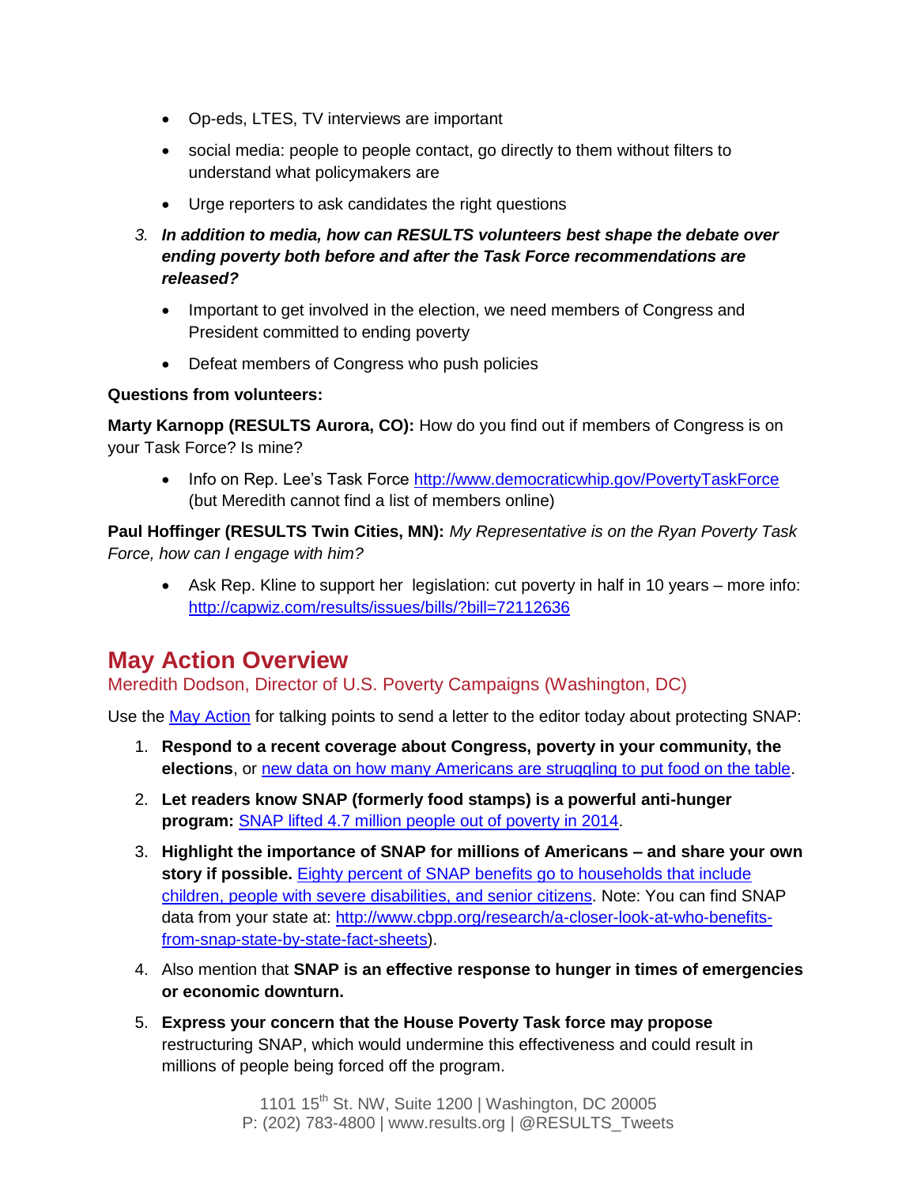- Op-eds, LTES, TV interviews are important
- social media: people to people contact, go directly to them without filters to understand what policymakers are
- Urge reporters to ask candidates the right questions

3. ***In addition to media, how can RESULTS volunteers best shape the debate over ending poverty both before and after the Task Force recommendations are released?***
    - Important to get involved in the election, we need members of Congress and President committed to ending poverty
    - Defeat members of Congress who push policies

**Questions from volunteers:**

**Marty Karnopp (RESULTS Aurora, CO):** How do you find out if members of Congress is on your Task Force? Is mine?

- Info on Rep. Lee's Task Force [http://www.democraticwhip.gov/PovertyTaskForce](http://www.democraticwhip.gov/PovertyTaskForce) (but Meredith cannot find a list of members online)

**Paul Hoffinger (RESULTS Twin Cities, MN):** *My Representative is on the Ryan Poverty Task Force, how can I engage with him?*

- Ask Rep. Kline to support her legislation: cut poverty in half in 10 years – more info: [http://capwiz.com/results/issues/bills/?bill=72112636](http://capwiz.com/results/issues/bills/?bill=72112636)

## May Action Overview

Meredith Dodson, Director of U.S. Poverty Campaigns (Washington, DC)

Use the [May Action](May Action) for talking points to send a letter to the editor today about protecting SNAP:

1. **Respond to a recent coverage about Congress, poverty in your community, the elections**, or [new data on how many Americans are struggling to put food on the table](new data on how many Americans are struggling to put food on the table).
2. **Let readers know SNAP (formerly food stamps) is a powerful anti-hunger program:** [SNAP lifted 4.7 million people out of poverty in 2014](SNAP lifted 4.7 million people out of poverty in 2014).
3. **Highlight the importance of SNAP for millions of Americans – and share your own story if possible.** [Eighty percent of SNAP benefits go to households that include children, people with severe disabilities, and senior citizens](Eighty percent of SNAP benefits go to households that include children, people with severe disabilities, and senior citizens). Note: You can find SNAP data from your state at: [http://www.cbpp.org/research/a-closer-look-at-who-benefits-from-snap-state-by-state-fact-sheets](http://www.cbpp.org/research/a-closer-look-at-who-benefits-from-snap-state-by-state-fact-sheets)).
4. Also mention that **SNAP is an effective response to hunger in times of emergencies or economic downturn.**
5. **Express your concern that the House Poverty Task force may propose** restructuring SNAP, which would undermine this effectiveness and could result in millions of people being forced off the program.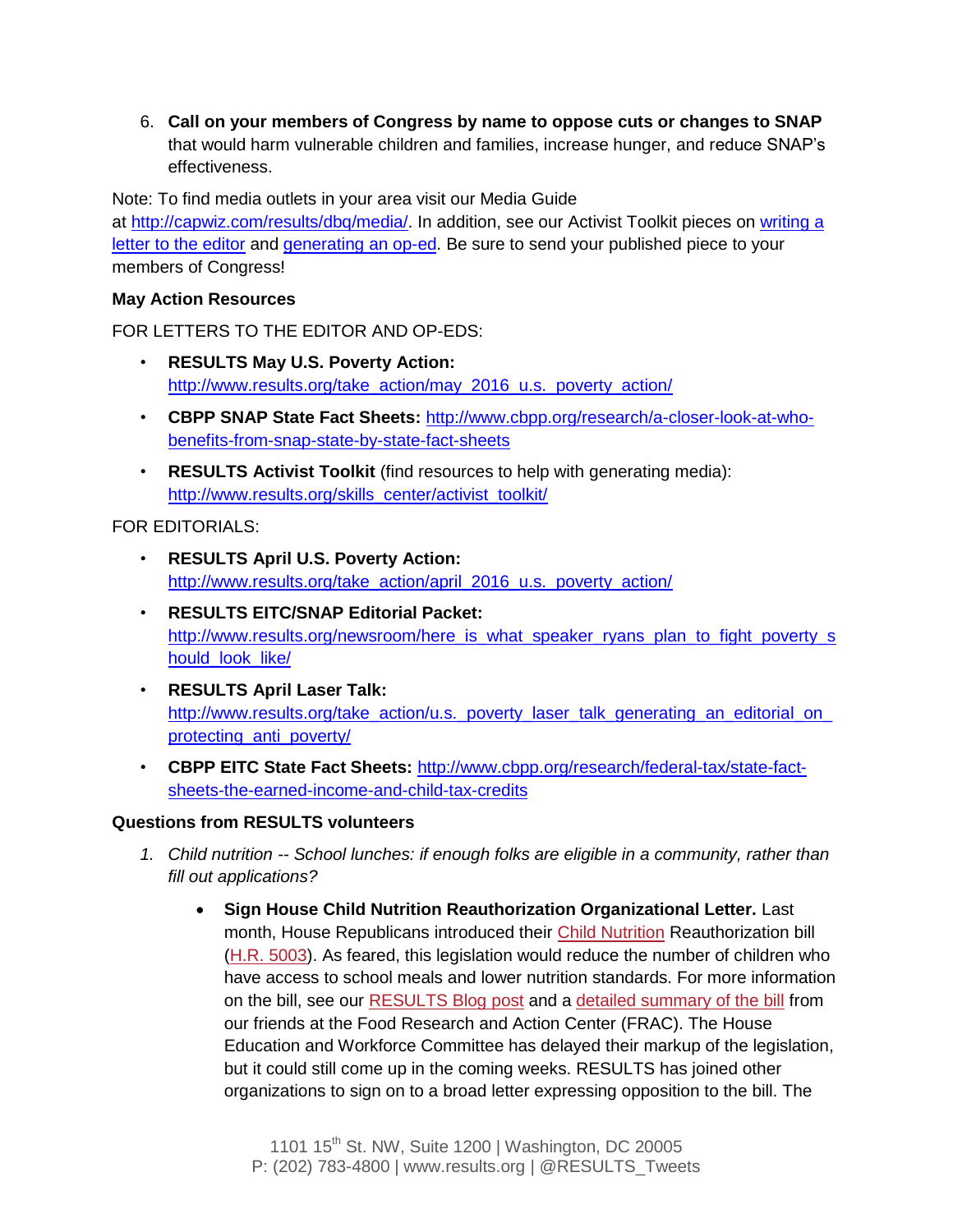6. **Call on your members of Congress by name to oppose cuts or changes to SNAP** that would harm vulnerable children and families, increase hunger, and reduce SNAP's effectiveness.

Note: To find media outlets in your area visit our Media Guide at http://capwiz.com/results/dbq/media/. In addition, see our Activist Toolkit pieces on writing a letter to the editor and generating an op-ed. Be sure to send your published piece to your members of Congress!

**May Action Resources**

FOR LETTERS TO THE EDITOR AND OP-EDS:

- **RESULTS May U.S. Poverty Action:** http://www.results.org/take_action/may_2016_u.s._poverty_action/
- **CBPP SNAP State Fact Sheets:** http://www.cbpp.org/research/a-closer-look-at-who-benefits-from-snap-state-by-state-fact-sheets
- **RESULTS Activist Toolkit** (find resources to help with generating media): http://www.results.org/skills_center/activist_toolkit/

FOR EDITORIALS:

- **RESULTS April U.S. Poverty Action:** http://www.results.org/take_action/april_2016_u.s._poverty_action/
- **RESULTS EITC/SNAP Editorial Packet:** http://www.results.org/newsroom/here_is_what_speaker_ryans_plan_to_fight_poverty_should_look_like/
- **RESULTS April Laser Talk:** http://www.results.org/take_action/u.s._poverty_laser_talk_generating_an_editorial_on_protecting_anti_poverty/
- **CBPP EITC State Fact Sheets:** http://www.cbpp.org/research/federal-tax/state-fact-sheets-the-earned-income-and-child-tax-credits

**Questions from RESULTS volunteers**

1. *Child nutrition -- School lunches: if enough folks are eligible in a community, rather than fill out applications?*
   - **Sign House Child Nutrition Reauthorization Organizational Letter.** Last month, House Republicans introduced their Child Nutrition Reauthorization bill (H.R. 5003). As feared, this legislation would reduce the number of children who have access to school meals and lower nutrition standards. For more information on the bill, see our RESULTS Blog post and a detailed summary of the bill from our friends at the Food Research and Action Center (FRAC). The House Education and Workforce Committee has delayed their markup of the legislation, but it could still come up in the coming weeks. RESULTS has joined other organizations to sign on to a broad letter expressing opposition to the bill. The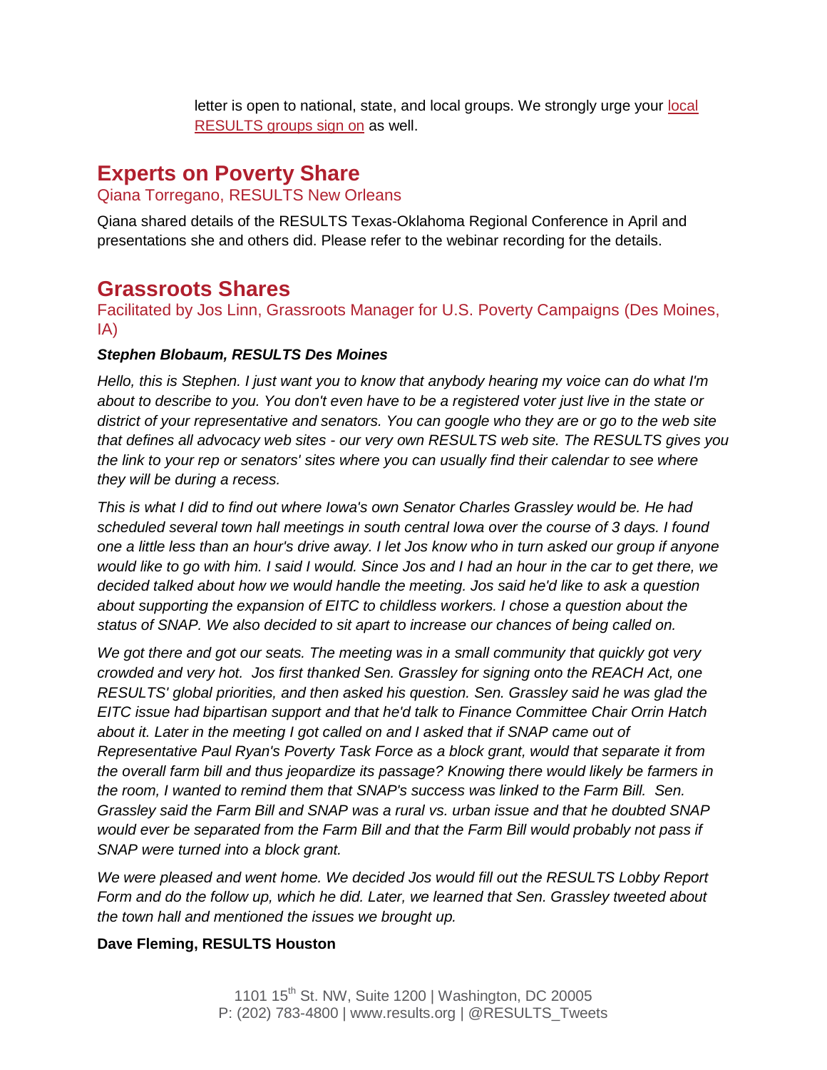letter is open to national, state, and local groups. We strongly urge your local RESULTS groups sign on as well.

## Experts on Poverty Share

Qiana Torregano, RESULTS New Orleans

Qiana shared details of the RESULTS Texas-Oklahoma Regional Conference in April and presentations she and others did. Please refer to the webinar recording for the details.

## Grassroots Shares

Facilitated by Jos Linn, Grassroots Manager for U.S. Poverty Campaigns (Des Moines, IA)

***Stephen Blobaum, RESULTS Des Moines***

*Hello, this is Stephen. I just want you to know that anybody hearing my voice can do what I'm about to describe to you. You don't even have to be a registered voter just live in the state or district of your representative and senators. You can google who they are or go to the web site that defines all advocacy web sites - our very own RESULTS web site. The RESULTS gives you the link to your rep or senators' sites where you can usually find their calendar to see where they will be during a recess.*

*This is what I did to find out where Iowa's own Senator Charles Grassley would be. He had scheduled several town hall meetings in south central Iowa over the course of 3 days. I found one a little less than an hour's drive away. I let Jos know who in turn asked our group if anyone would like to go with him. I said I would. Since Jos and I had an hour in the car to get there, we decided talked about how we would handle the meeting. Jos said he'd like to ask a question about supporting the expansion of EITC to childless workers. I chose a question about the status of SNAP. We also decided to sit apart to increase our chances of being called on.*

*We got there and got our seats. The meeting was in a small community that quickly got very crowded and very hot. Jos first thanked Sen. Grassley for signing onto the REACH Act, one RESULTS' global priorities, and then asked his question. Sen. Grassley said he was glad the EITC issue had bipartisan support and that he'd talk to Finance Committee Chair Orrin Hatch about it. Later in the meeting I got called on and I asked that if SNAP came out of Representative Paul Ryan's Poverty Task Force as a block grant, would that separate it from the overall farm bill and thus jeopardize its passage? Knowing there would likely be farmers in the room, I wanted to remind them that SNAP's success was linked to the Farm Bill. Sen. Grassley said the Farm Bill and SNAP was a rural vs. urban issue and that he doubted SNAP would ever be separated from the Farm Bill and that the Farm Bill would probably not pass if SNAP were turned into a block grant.*

*We were pleased and went home. We decided Jos would fill out the RESULTS Lobby Report Form and do the follow up, which he did. Later, we learned that Sen. Grassley tweeted about the town hall and mentioned the issues we brought up.*

**Dave Fleming, RESULTS Houston**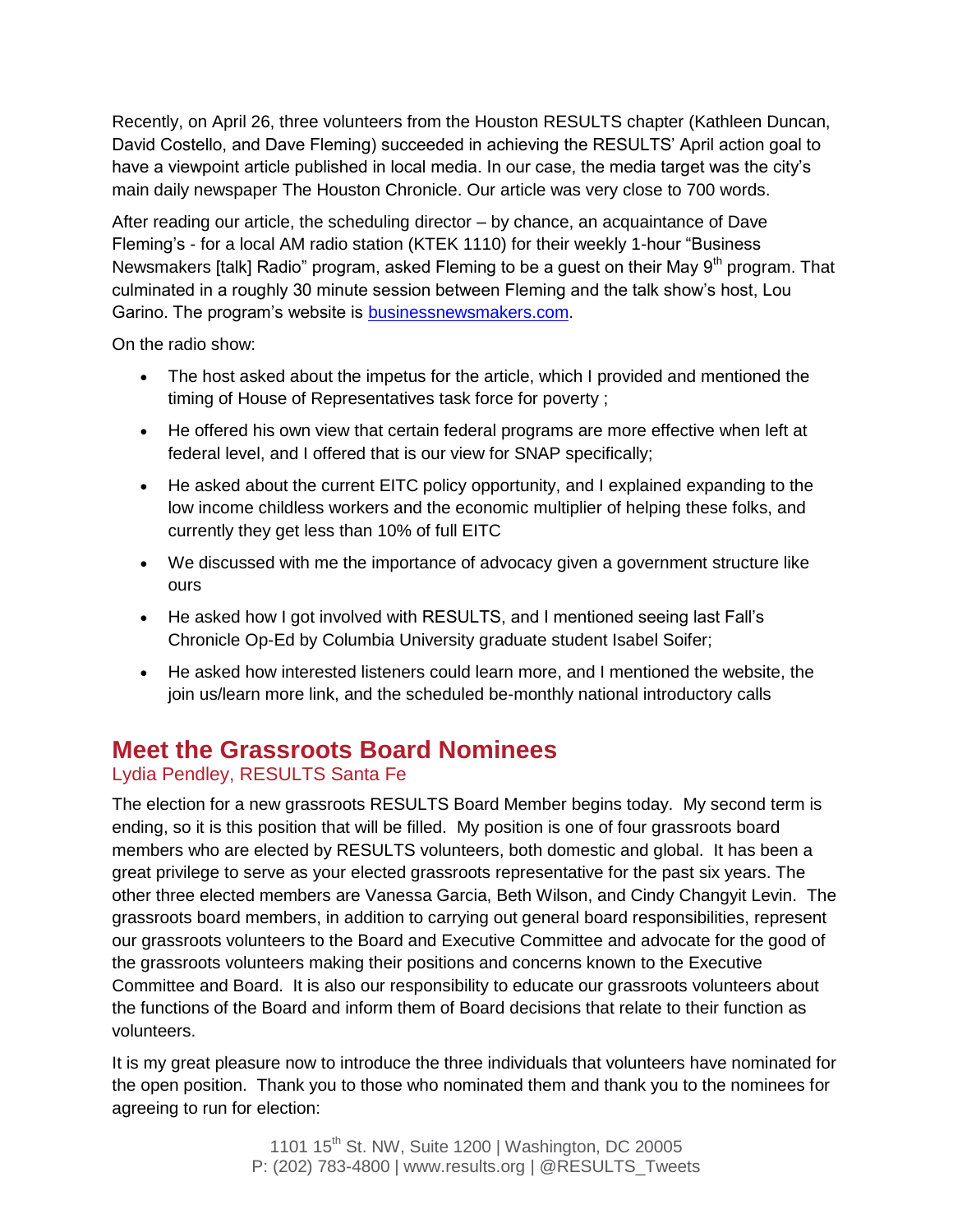Recently, on April 26, three volunteers from the Houston RESULTS chapter (Kathleen Duncan, David Costello, and Dave Fleming) succeeded in achieving the RESULTS' April action goal to have a viewpoint article published in local media. In our case, the media target was the city's main daily newspaper The Houston Chronicle. Our article was very close to 700 words.

After reading our article, the scheduling director – by chance, an acquaintance of Dave Fleming's - for a local AM radio station (KTEK 1110) for their weekly 1-hour "Business Newsmakers [talk] Radio" program, asked Fleming to be a guest on their May 9th program. That culminated in a roughly 30 minute session between Fleming and the talk show's host, Lou Garino. The program's website is [businessnewsmakers.com](http://businessnewsmakers.com).

On the radio show:

- The host asked about the impetus for the article, which I provided and mentioned the timing of House of Representatives task force for poverty ;
- He offered his own view that certain federal programs are more effective when left at federal level, and I offered that is our view for SNAP specifically;
- He asked about the current EITC policy opportunity, and I explained expanding to the low income childless workers and the economic multiplier of helping these folks, and currently they get less than 10% of full EITC
- We discussed with me the importance of advocacy given a government structure like ours
- He asked how I got involved with RESULTS, and I mentioned seeing last Fall's Chronicle Op-Ed by Columbia University graduate student Isabel Soifer;
- He asked how interested listeners could learn more, and I mentioned the website, the join us/learn more link, and the scheduled be-monthly national introductory calls

## Meet the Grassroots Board Nominees

### Lydia Pendley, RESULTS Santa Fe

The election for a new grassroots RESULTS Board Member begins today. My second term is ending, so it is this position that will be filled. My position is one of four grassroots board members who are elected by RESULTS volunteers, both domestic and global. It has been a great privilege to serve as your elected grassroots representative for the past six years. The other three elected members are Vanessa Garcia, Beth Wilson, and Cindy Changyit Levin. The grassroots board members, in addition to carrying out general board responsibilities, represent our grassroots volunteers to the Board and Executive Committee and advocate for the good of the grassroots volunteers making their positions and concerns known to the Executive Committee and Board. It is also our responsibility to educate our grassroots volunteers about the functions of the Board and inform them of Board decisions that relate to their function as volunteers.

It is my great pleasure now to introduce the three individuals that volunteers have nominated for the open position. Thank you to those who nominated them and thank you to the nominees for agreeing to run for election: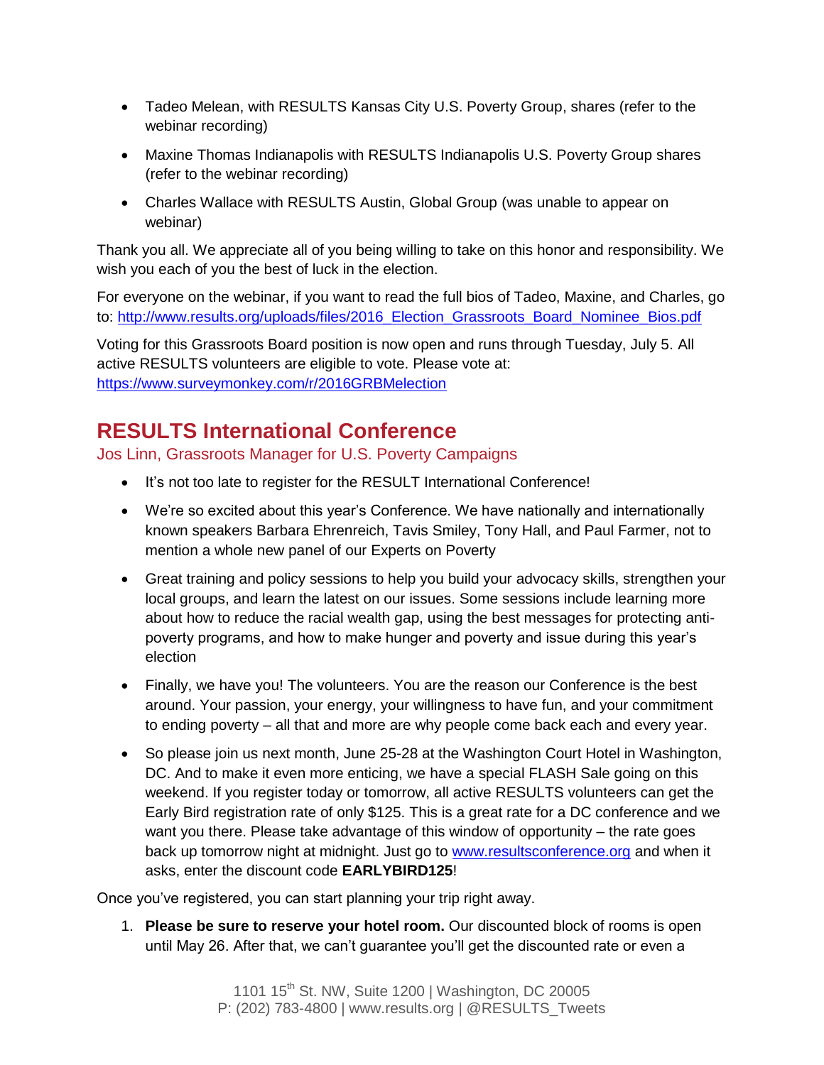- Tadeo Melean, with RESULTS Kansas City U.S. Poverty Group, shares (refer to the webinar recording)
- Maxine Thomas Indianapolis with RESULTS Indianapolis U.S. Poverty Group shares (refer to the webinar recording)
- Charles Wallace with RESULTS Austin, Global Group (was unable to appear on webinar)

Thank you all. We appreciate all of you being willing to take on this honor and responsibility. We wish you each of you the best of luck in the election.

For everyone on the webinar, if you want to read the full bios of Tadeo, Maxine, and Charles, go to: http://www.results.org/uploads/files/2016_Election_Grassroots_Board_Nominee_Bios.pdf

Voting for this Grassroots Board position is now open and runs through Tuesday, July 5. All active RESULTS volunteers are eligible to vote. Please vote at: https://www.surveymonkey.com/r/2016GRBMelection

## RESULTS International Conference

Jos Linn, Grassroots Manager for U.S. Poverty Campaigns

- It's not too late to register for the RESULT International Conference!
- We're so excited about this year's Conference. We have nationally and internationally known speakers Barbara Ehrenreich, Tavis Smiley, Tony Hall, and Paul Farmer, not to mention a whole new panel of our Experts on Poverty
- Great training and policy sessions to help you build your advocacy skills, strengthen your local groups, and learn the latest on our issues. Some sessions include learning more about how to reduce the racial wealth gap, using the best messages for protecting anti-poverty programs, and how to make hunger and poverty and issue during this year's election
- Finally, we have you! The volunteers. You are the reason our Conference is the best around. Your passion, your energy, your willingness to have fun, and your commitment to ending poverty – all that and more are why people come back each and every year.
- So please join us next month, June 25-28 at the Washington Court Hotel in Washington, DC. And to make it even more enticing, we have a special FLASH Sale going on this weekend. If you register today or tomorrow, all active RESULTS volunteers can get the Early Bird registration rate of only $125. This is a great rate for a DC conference and we want you there. Please take advantage of this window of opportunity – the rate goes back up tomorrow night at midnight. Just go to www.resultsconference.org and when it asks, enter the discount code **EARLYBIRD125**!

Once you've registered, you can start planning your trip right away.

1. **Please be sure to reserve your hotel room.** Our discounted block of rooms is open until May 26. After that, we can't guarantee you'll get the discounted rate or even a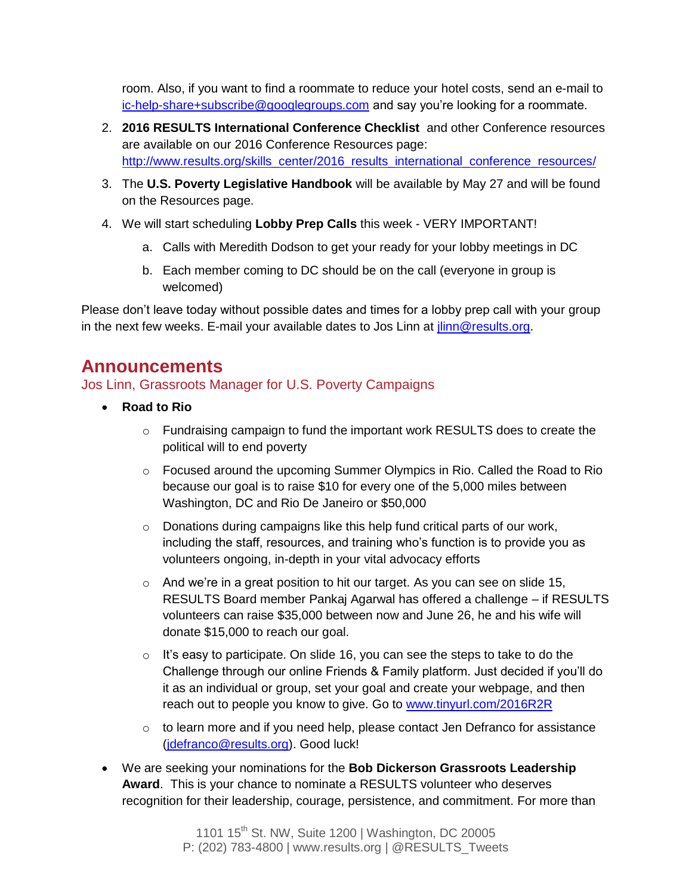room. Also, if you want to find a roommate to reduce your hotel costs, send an e-mail to ic-help-share+subscribe@googlegroups.com and say you're looking for a roommate.

2. **2016 RESULTS International Conference Checklist** and other Conference resources are available on our 2016 Conference Resources page: http://www.results.org/skills_center/2016_results_international_conference_resources/
3. The **U.S. Poverty Legislative Handbook** will be available by May 27 and will be found on the Resources page.
4. We will start scheduling **Lobby Prep Calls** this week - VERY IMPORTANT!
    a. Calls with Meredith Dodson to get your ready for your lobby meetings in DC
    b. Each member coming to DC should be on the call (everyone in group is welcomed)

Please don't leave today without possible dates and times for a lobby prep call with your group in the next few weeks. E-mail your available dates to Jos Linn at jlinn@results.org.

## Announcements

Jos Linn, Grassroots Manager for U.S. Poverty Campaigns

- **Road to Rio**
    - Fundraising campaign to fund the important work RESULTS does to create the political will to end poverty
    - Focused around the upcoming Summer Olympics in Rio. Called the Road to Rio because our goal is to raise $10 for every one of the 5,000 miles between Washington, DC and Rio De Janeiro or $50,000
    - Donations during campaigns like this help fund critical parts of our work, including the staff, resources, and training who's function is to provide you as volunteers ongoing, in-depth in your vital advocacy efforts
    - And we're in a great position to hit our target. As you can see on slide 15, RESULTS Board member Pankaj Agarwal has offered a challenge – if RESULTS volunteers can raise $35,000 between now and June 26, he and his wife will donate $15,000 to reach our goal.
    - It's easy to participate. On slide 16, you can see the steps to take to do the Challenge through our online Friends & Family platform. Just decided if you'll do it as an individual or group, set your goal and create your webpage, and then reach out to people you know to give. Go to www.tinyurl.com/2016R2R
    - to learn more and if you need help, please contact Jen Defranco for assistance (jdefranco@results.org). Good luck!
- We are seeking your nominations for the **Bob Dickerson Grassroots Leadership Award**. This is your chance to nominate a RESULTS volunteer who deserves recognition for their leadership, courage, persistence, and commitment. For more than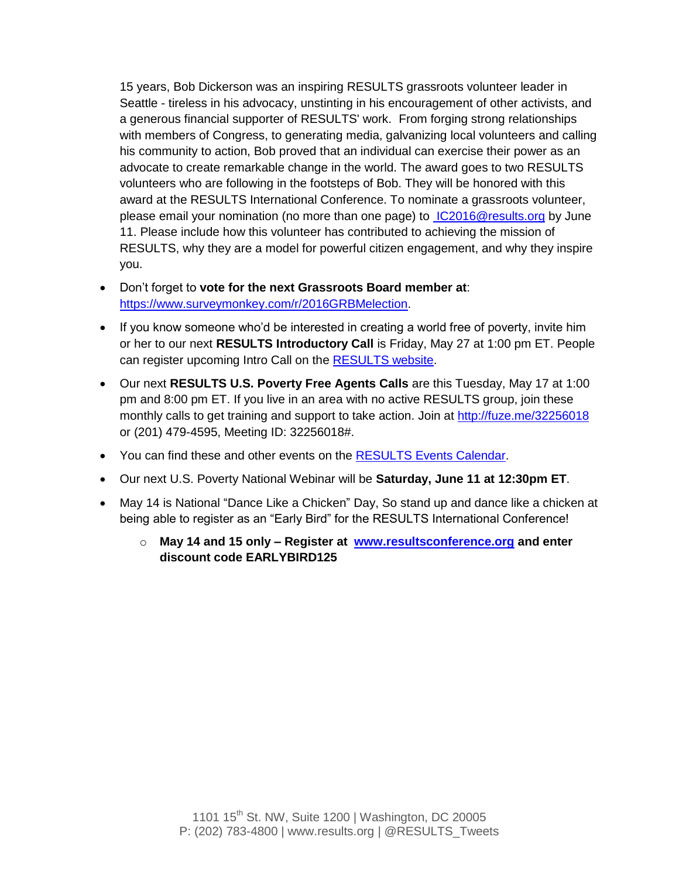15 years, Bob Dickerson was an inspiring RESULTS grassroots volunteer leader in Seattle - tireless in his advocacy, unstinting in his encouragement of other activists, and a generous financial supporter of RESULTS' work. From forging strong relationships with members of Congress, to generating media, galvanizing local volunteers and calling his community to action, Bob proved that an individual can exercise their power as an advocate to create remarkable change in the world. The award goes to two RESULTS volunteers who are following in the footsteps of Bob. They will be honored with this award at the RESULTS International Conference. To nominate a grassroots volunteer, please email your nomination (no more than one page) to IC2016@results.org by June 11. Please include how this volunteer has contributed to achieving the mission of RESULTS, why they are a model for powerful citizen engagement, and why they inspire you.

- Don't forget to **vote for the next Grassroots Board member at**: https://www.surveymonkey.com/r/2016GRBMelection.
- If you know someone who'd be interested in creating a world free of poverty, invite him or her to our next **RESULTS Introductory Call** is Friday, May 27 at 1:00 pm ET. People can register upcoming Intro Call on the RESULTS website.
- Our next **RESULTS U.S. Poverty Free Agents Calls** are this Tuesday, May 17 at 1:00 pm and 8:00 pm ET. If you live in an area with no active RESULTS group, join these monthly calls to get training and support to take action. Join at http://fuze.me/32256018 or (201) 479-4595, Meeting ID: 32256018#.
- You can find these and other events on the RESULTS Events Calendar.
- Our next U.S. Poverty National Webinar will be **Saturday, June 11 at 12:30pm ET**.
- May 14 is National "Dance Like a Chicken" Day, So stand up and dance like a chicken at being able to register as an "Early Bird" for the RESULTS International Conference!
  - **May 14 and 15 only – Register at www.resultsconference.org and enter discount code EARLYBIRD125**

1101 15th St. NW, Suite 1200 | Washington, DC 20005
P: (202) 783-4800 | www.results.org | @RESULTS_Tweets